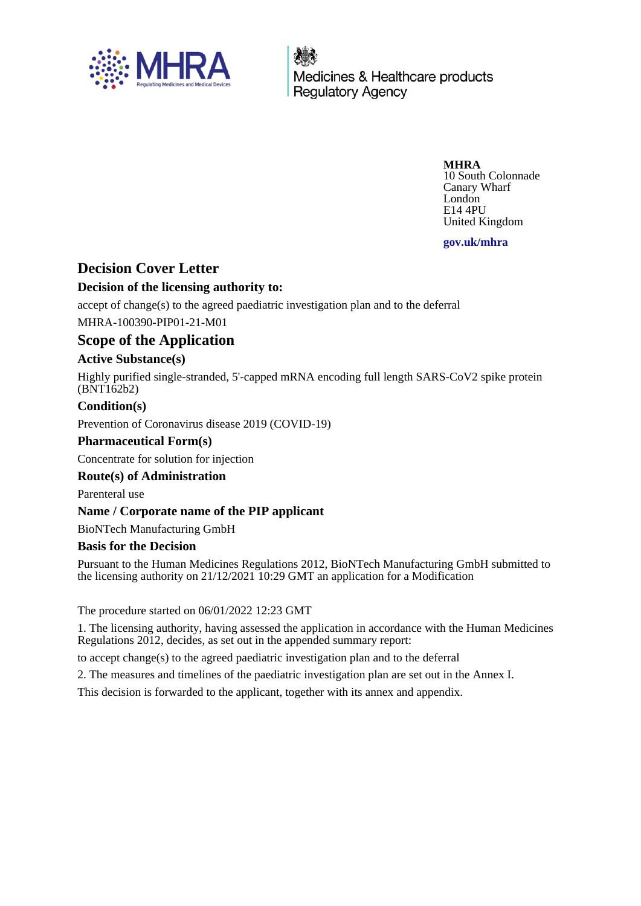MHRA
Regulating Medicines and Medical Devices

Medicines & Healthcare products Regulatory Agency

**MHRA**
10 South Colonnade
Canary Wharf
London
E14 4PU
United Kingdom

**gov.uk/mhra**

# Decision Cover Letter

### Decision of the licensing authority to:

accept of change(s) to the agreed paediatric investigation plan and to the deferral

MHRA-100390-PIP01-21-M01

## Scope of the Application

### Active Substance(s)

Highly purified single-stranded, 5'-capped mRNA encoding full length SARS-CoV2 spike protein (BNT162b2)

### Condition(s)

Prevention of Coronavirus disease 2019 (COVID-19)

### Pharmaceutical Form(s)

Concentrate for solution for injection

### Route(s) of Administration

Parenteral use

### Name / Corporate name of the PIP applicant

BioNTech Manufacturing GmbH

### Basis for the Decision

Pursuant to the Human Medicines Regulations 2012, BioNTech Manufacturing GmbH submitted to the licensing authority on 21/12/2021 10:29 GMT an application for a Modification

The procedure started on 06/01/2022 12:23 GMT

1. The licensing authority, having assessed the application in accordance with the Human Medicines Regulations 2012, decides, as set out in the appended summary report:

to accept change(s) to the agreed paediatric investigation plan and to the deferral

2. The measures and timelines of the paediatric investigation plan are set out in the Annex I.

This decision is forwarded to the applicant, together with its annex and appendix.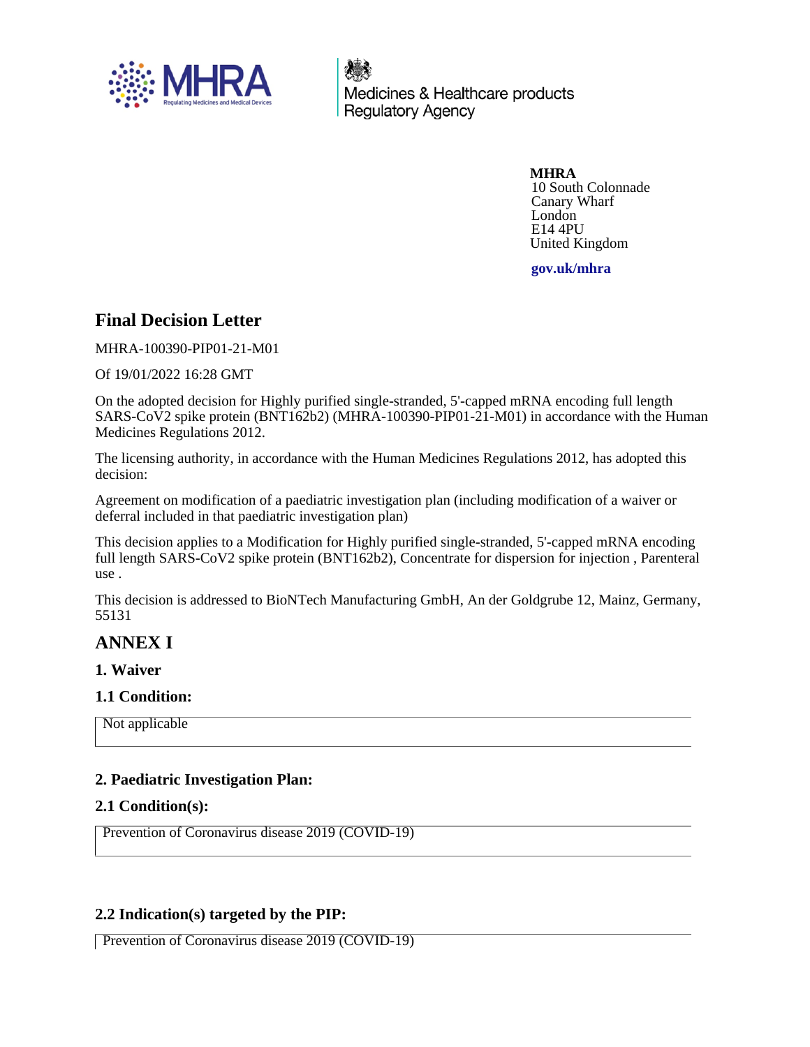**MHRA**
10 South Colonnade
Canary Wharf
London
E14 4PU
United Kingdom

**gov.uk/mhra**

## Final Decision Letter

MHRA-100390-PIP01-21-M01

Of 19/01/2022 16:28 GMT

On the adopted decision for Highly purified single-stranded, 5'-capped mRNA encoding full length SARS-CoV2 spike protein (BNT162b2) (MHRA-100390-PIP01-21-M01) in accordance with the Human Medicines Regulations 2012.

The licensing authority, in accordance with the Human Medicines Regulations 2012, has adopted this decision:

Agreement on modification of a paediatric investigation plan (including modification of a waiver or deferral included in that paediatric investigation plan)

This decision applies to a Modification for Highly purified single-stranded, 5'-capped mRNA encoding full length SARS-CoV2 spike protein (BNT162b2), Concentrate for dispersion for injection , Parenteral use .

This decision is addressed to BioNTech Manufacturing GmbH, An der Goldgrube 12, Mainz, Germany, 55131

## ANNEX I

### 1. Waiver

### 1.1 Condition:

Not applicable

### 2. Paediatric Investigation Plan:

### 2.1 Condition(s):

Prevention of Coronavirus disease 2019 (COVID-19)

### 2.2 Indication(s) targeted by the PIP:

Prevention of Coronavirus disease 2019 (COVID-19)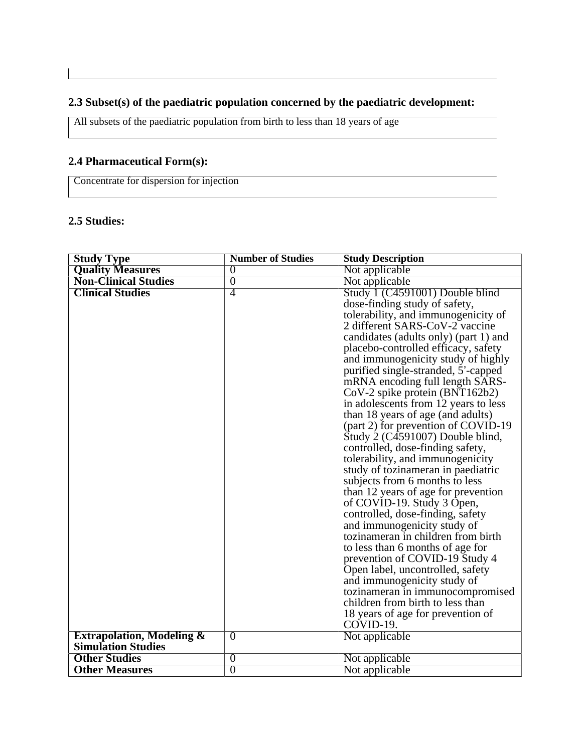### 2.3 Subset(s) of the paediatric population concerned by the paediatric development:

All subsets of the paediatric population from birth to less than 18 years of age

### 2.4 Pharmaceutical Form(s):

Concentrate for dispersion for injection

### 2.5 Studies:

| Study Type | Number of Studies | Study Description |
|---|---|---|
| **Quality Measures** | 0 | Not applicable |
| **Non-Clinical Studies** | 0 | Not applicable |
| **Clinical Studies** | 4 | Study 1 (C4591001) Double blind dose-finding study of safety, tolerability, and immunogenicity of 2 different SARS-CoV-2 vaccine candidates (adults only) (part 1) and placebo-controlled efficacy, safety and immunogenicity study of highly purified single-stranded, 5'-capped mRNA encoding full length SARS-CoV-2 spike protein (BNT162b2) in adolescents from 12 years to less than 18 years of age (and adults) (part 2) for prevention of COVID-19 Study 2 (C4591007) Double blind, controlled, dose-finding safety, tolerability, and immunogenicity study of tozinameran in paediatric subjects from 6 months to less than 12 years of age for prevention of COVID-19. Study 3 Open, controlled, dose-finding, safety and immunogenicity study of tozinameran in children from birth to less than 6 months of age for prevention of COVID-19 Study 4 Open label, uncontrolled, safety and immunogenicity study of tozinameran in immunocompromised children from birth to less than 18 years of age for prevention of COVID-19. |
| **Extrapolation, Modeling & Simulation Studies** | 0 | Not applicable |
| **Other Studies** | 0 | Not applicable |
| **Other Measures** | 0 | Not applicable |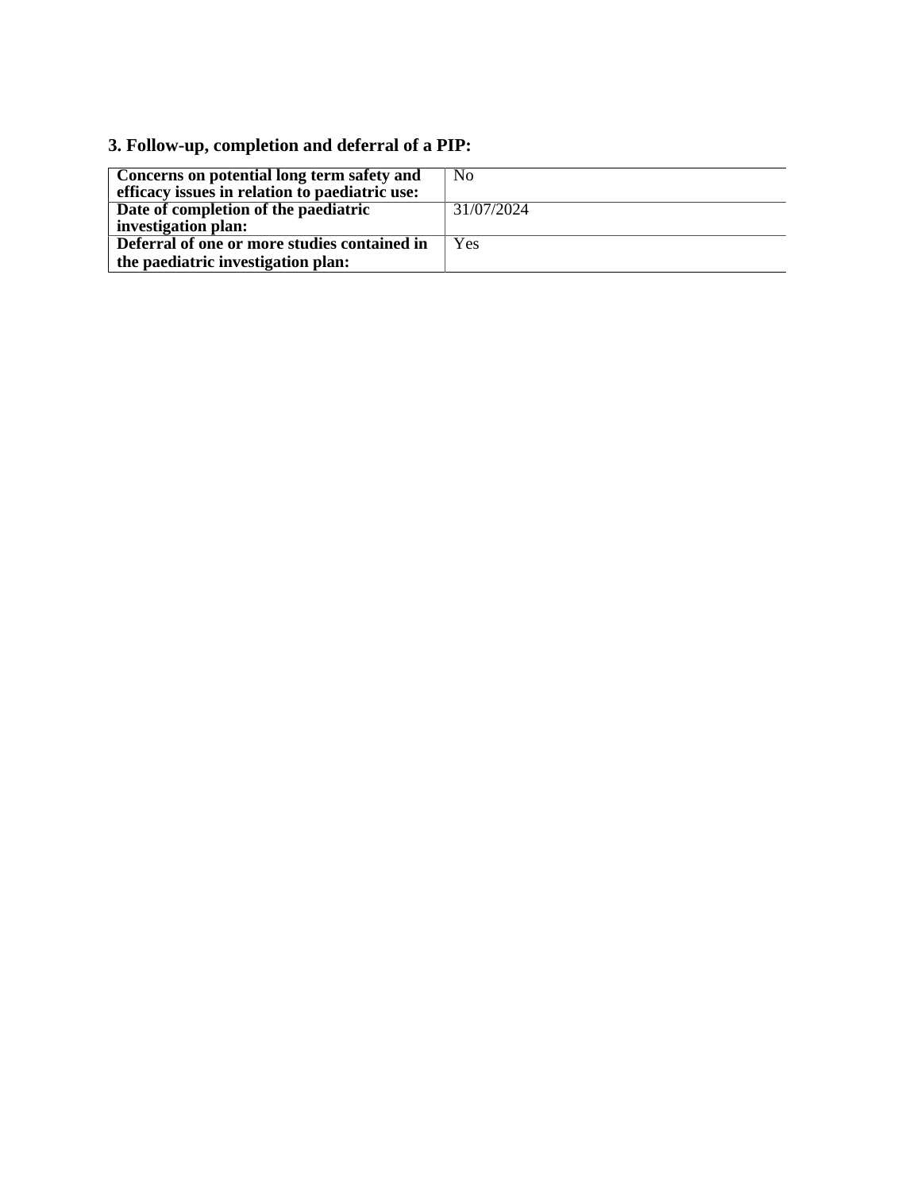### 3. Follow-up, completion and deferral of a PIP:

| | |
|---|---|
| **Concerns on potential long term safety and efficacy issues in relation to paediatric use:** | No |
| **Date of completion of the paediatric investigation plan:** | 31/07/2024 |
| **Deferral of one or more studies contained in the paediatric investigation plan:** | Yes |